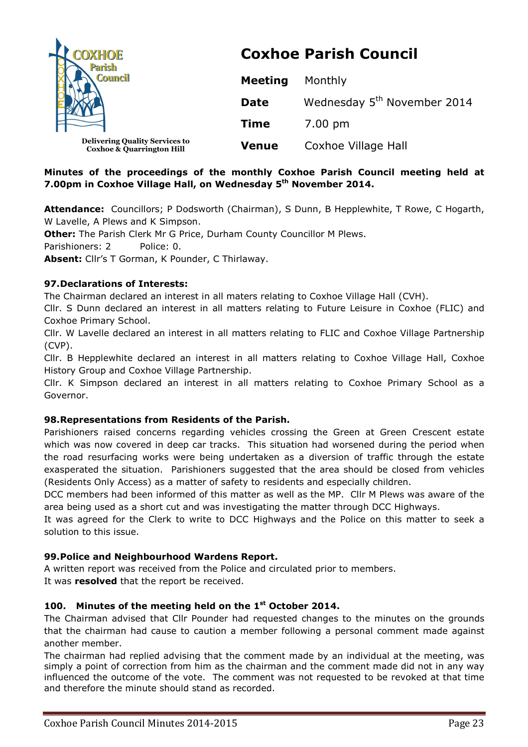Delivering Quality Services to Coxhoe & Quarrington Hill

# Coxhoe Parish Council

| | |
|---|---|
| **Meeting** | Monthly |
| **Date** | Wednesday 5th November 2014 |
| **Time** | 7.00 pm |
| **Venue** | Coxhoe Village Hall |

**Minutes of the proceedings of the monthly Coxhoe Parish Council meeting held at 7.00pm in Coxhoe Village Hall, on Wednesday 5th November 2014.**

**Attendance:** Councillors; P Dodsworth (Chairman), S Dunn, B Hepplewhite, T Rowe, C Hogarth, W Lavelle, A Plews and K Simpson.
**Other:** The Parish Clerk Mr G Price, Durham County Councillor M Plews.
Parishioners: 2 Police: 0.
**Absent:** Cllr's T Gorman, K Pounder, C Thirlaway.

### 97. Declarations of Interests:

The Chairman declared an interest in all maters relating to Coxhoe Village Hall (CVH).
Cllr. S Dunn declared an interest in all matters relating to Future Leisure in Coxhoe (FLIC) and Coxhoe Primary School.
Cllr. W Lavelle declared an interest in all matters relating to FLIC and Coxhoe Village Partnership (CVP).
Cllr. B Hepplewhite declared an interest in all matters relating to Coxhoe Village Hall, Coxhoe History Group and Coxhoe Village Partnership.
Cllr. K Simpson declared an interest in all matters relating to Coxhoe Primary School as a Governor.

### 98. Representations from Residents of the Parish.

Parishioners raised concerns regarding vehicles crossing the Green at Green Crescent estate which was now covered in deep car tracks. This situation had worsened during the period when the road resurfacing works were being undertaken as a diversion of traffic through the estate exasperated the situation. Parishioners suggested that the area should be closed from vehicles (Residents Only Access) as a matter of safety to residents and especially children.
DCC members had been informed of this matter as well as the MP. Cllr M Plews was aware of the area being used as a short cut and was investigating the matter through DCC Highways.
It was agreed for the Clerk to write to DCC Highways and the Police on this matter to seek a solution to this issue.

### 99. Police and Neighbourhood Wardens Report.

A written report was received from the Police and circulated prior to members.
It was **resolved** that the report be received.

### 100. Minutes of the meeting held on the 1st October 2014.

The Chairman advised that Cllr Pounder had requested changes to the minutes on the grounds that the chairman had cause to caution a member following a personal comment made against another member.
The chairman had replied advising that the comment made by an individual at the meeting, was simply a point of correction from him as the chairman and the comment made did not in any way influenced the outcome of the vote. The comment was not requested to be revoked at that time and therefore the minute should stand as recorded.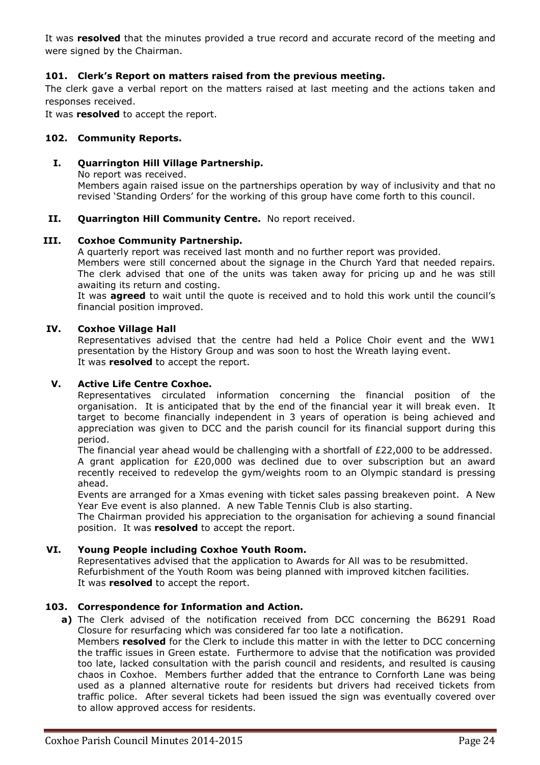It was **resolved** that the minutes provided a true record and accurate record of the meeting and were signed by the Chairman.

### 101. Clerk's Report on matters raised from the previous meeting.

The clerk gave a verbal report on the matters raised at last meeting and the actions taken and responses received.

It was **resolved** to accept the report.

### 102. Community Reports.

**I. Quarrington Hill Village Partnership.**

No report was received.

Members again raised issue on the partnerships operation by way of inclusivity and that no revised 'Standing Orders' for the working of this group have come forth to this council.

**II. Quarrington Hill Community Centre.** No report received.

**III. Coxhoe Community Partnership.**

A quarterly report was received last month and no further report was provided.

Members were still concerned about the signage in the Church Yard that needed repairs. The clerk advised that one of the units was taken away for pricing up and he was still awaiting its return and costing.

It was **agreed** to wait until the quote is received and to hold this work until the council's financial position improved.

**IV. Coxhoe Village Hall**

Representatives advised that the centre had held a Police Choir event and the WW1 presentation by the History Group and was soon to host the Wreath laying event.

It was **resolved** to accept the report.

**V. Active Life Centre Coxhoe.**

Representatives circulated information concerning the financial position of the organisation. It is anticipated that by the end of the financial year it will break even. It target to become financially independent in 3 years of operation is being achieved and appreciation was given to DCC and the parish council for its financial support during this period.

The financial year ahead would be challenging with a shortfall of £22,000 to be addressed.

A grant application for £20,000 was declined due to over subscription but an award recently received to redevelop the gym/weights room to an Olympic standard is pressing ahead.

Events are arranged for a Xmas evening with ticket sales passing breakeven point. A New Year Eve event is also planned. A new Table Tennis Club is also starting.

The Chairman provided his appreciation to the organisation for achieving a sound financial position. It was **resolved** to accept the report.

**VI. Young People including Coxhoe Youth Room.**

Representatives advised that the application to Awards for All was to be resubmitted.

Refurbishment of the Youth Room was being planned with improved kitchen facilities.

It was **resolved** to accept the report.

### 103. Correspondence for Information and Action.

**a)** The Clerk advised of the notification received from DCC concerning the B6291 Road Closure for resurfacing which was considered far too late a notification.

Members **resolved** for the Clerk to include this matter in with the letter to DCC concerning the traffic issues in Green estate. Furthermore to advise that the notification was provided too late, lacked consultation with the parish council and residents, and resulted is causing chaos in Coxhoe. Members further added that the entrance to Cornforth Lane was being used as a planned alternative route for residents but drivers had received tickets from traffic police. After several tickets had been issued the sign was eventually covered over to allow approved access for residents.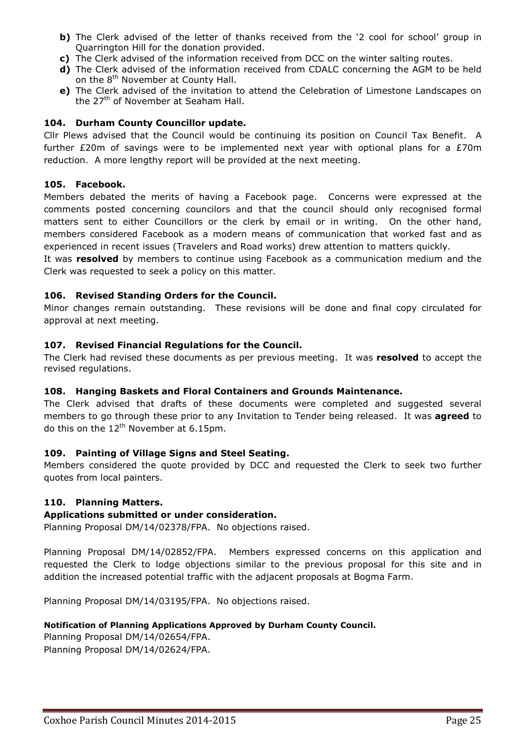- **b)** The Clerk advised of the letter of thanks received from the '2 cool for school' group in Quarrington Hill for the donation provided.
- **c)** The Clerk advised of the information received from DCC on the winter salting routes.
- **d)** The Clerk advised of the information received from CDALC concerning the AGM to be held on the 8th November at County Hall.
- **e)** The Clerk advised of the invitation to attend the Celebration of Limestone Landscapes on the 27th of November at Seaham Hall.

### 104. Durham County Councillor update.

Cllr Plews advised that the Council would be continuing its position on Council Tax Benefit. A further £20m of savings were to be implemented next year with optional plans for a £70m reduction. A more lengthy report will be provided at the next meeting.

### 105. Facebook.

Members debated the merits of having a Facebook page. Concerns were expressed at the comments posted concerning councilors and that the council should only recognised formal matters sent to either Councillors or the clerk by email or in writing. On the other hand, members considered Facebook as a modern means of communication that worked fast and as experienced in recent issues (Travelers and Road works) drew attention to matters quickly.

It was **resolved** by members to continue using Facebook as a communication medium and the Clerk was requested to seek a policy on this matter.

### 106. Revised Standing Orders for the Council.

Minor changes remain outstanding. These revisions will be done and final copy circulated for approval at next meeting.

### 107. Revised Financial Regulations for the Council.

The Clerk had revised these documents as per previous meeting. It was **resolved** to accept the revised regulations.

### 108. Hanging Baskets and Floral Containers and Grounds Maintenance.

The Clerk advised that drafts of these documents were completed and suggested several members to go through these prior to any Invitation to Tender being released. It was **agreed** to do this on the 12th November at 6.15pm.

### 109. Painting of Village Signs and Steel Seating.

Members considered the quote provided by DCC and requested the Clerk to seek two further quotes from local painters.

### 110. Planning Matters.

**Applications submitted or under consideration.**

Planning Proposal DM/14/02378/FPA. No objections raised.

Planning Proposal DM/14/02852/FPA. Members expressed concerns on this application and requested the Clerk to lodge objections similar to the previous proposal for this site and in addition the increased potential traffic with the adjacent proposals at Bogma Farm.

Planning Proposal DM/14/03195/FPA. No objections raised.

**Notification of Planning Applications Approved by Durham County Council.**

Planning Proposal DM/14/02654/FPA.
Planning Proposal DM/14/02624/FPA.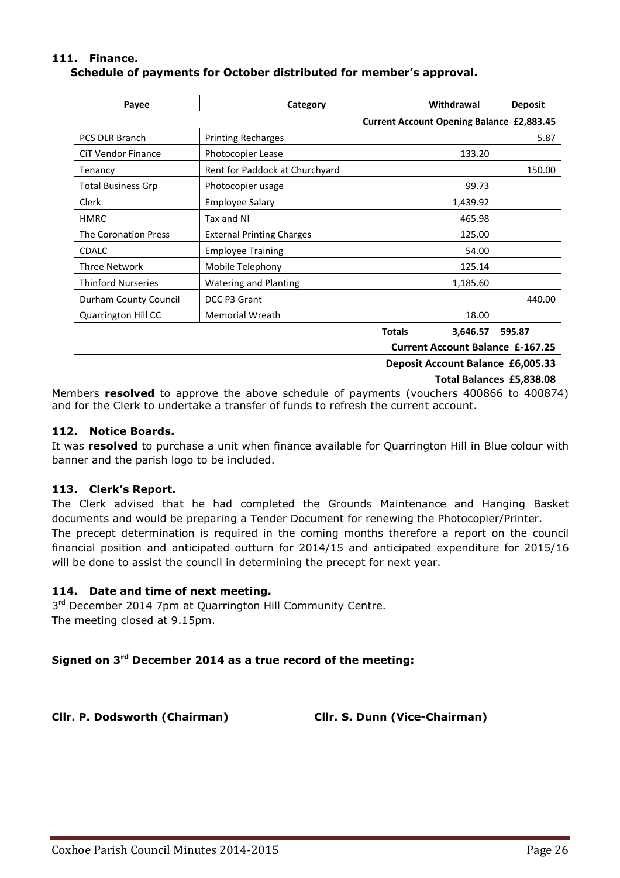### 111. Finance.

**Schedule of payments for October distributed for member's approval.**

| Payee | Category | Withdrawal | Deposit |
|---|---|---|---|
| | **Current Account Opening Balance £2,883.45** | | |
| PCS DLR Branch | Printing Recharges | | 5.87 |
| CiT Vendor Finance | Photocopier Lease | 133.20 | |
| Tenancy | Rent for Paddock at Churchyard | | 150.00 |
| Total Business Grp | Photocopier usage | 99.73 | |
| Clerk | Employee Salary | 1,439.92 | |
| HMRC | Tax and NI | 465.98 | |
| The Coronation Press | External Printing Charges | 125.00 | |
| CDALC | Employee Training | 54.00 | |
| Three Network | Mobile Telephony | 125.14 | |
| Thinford Nurseries | Watering and Planting | 1,185.60 | |
| Durham County Council | DCC P3 Grant | | 440.00 |
| Quarrington Hill CC | Memorial Wreath | 18.00 | |
| | **Totals** | **3,646.57** | **595.87** |
| | **Current Account Balance £-167.25** | | |
| | **Deposit Account Balance £6,005.33** | | |
| | **Total Balances £5,838.08** | | |

Members **resolved** to approve the above schedule of payments (vouchers 400866 to 400874) and for the Clerk to undertake a transfer of funds to refresh the current account.

### 112. Notice Boards.

It was **resolved** to purchase a unit when finance available for Quarrington Hill in Blue colour with banner and the parish logo to be included.

### 113. Clerk's Report.

The Clerk advised that he had completed the Grounds Maintenance and Hanging Basket documents and would be preparing a Tender Document for renewing the Photocopier/Printer.

The precept determination is required in the coming months therefore a report on the council financial position and anticipated outturn for 2014/15 and anticipated expenditure for 2015/16 will be done to assist the council in determining the precept for next year.

### 114. Date and time of next meeting.

3rd December 2014 7pm at Quarrington Hill Community Centre.

The meeting closed at 9.15pm.

**Signed on 3rd December 2014 as a true record of the meeting:**

**Cllr. P. Dodsworth (Chairman)** **Cllr. S. Dunn (Vice-Chairman)**